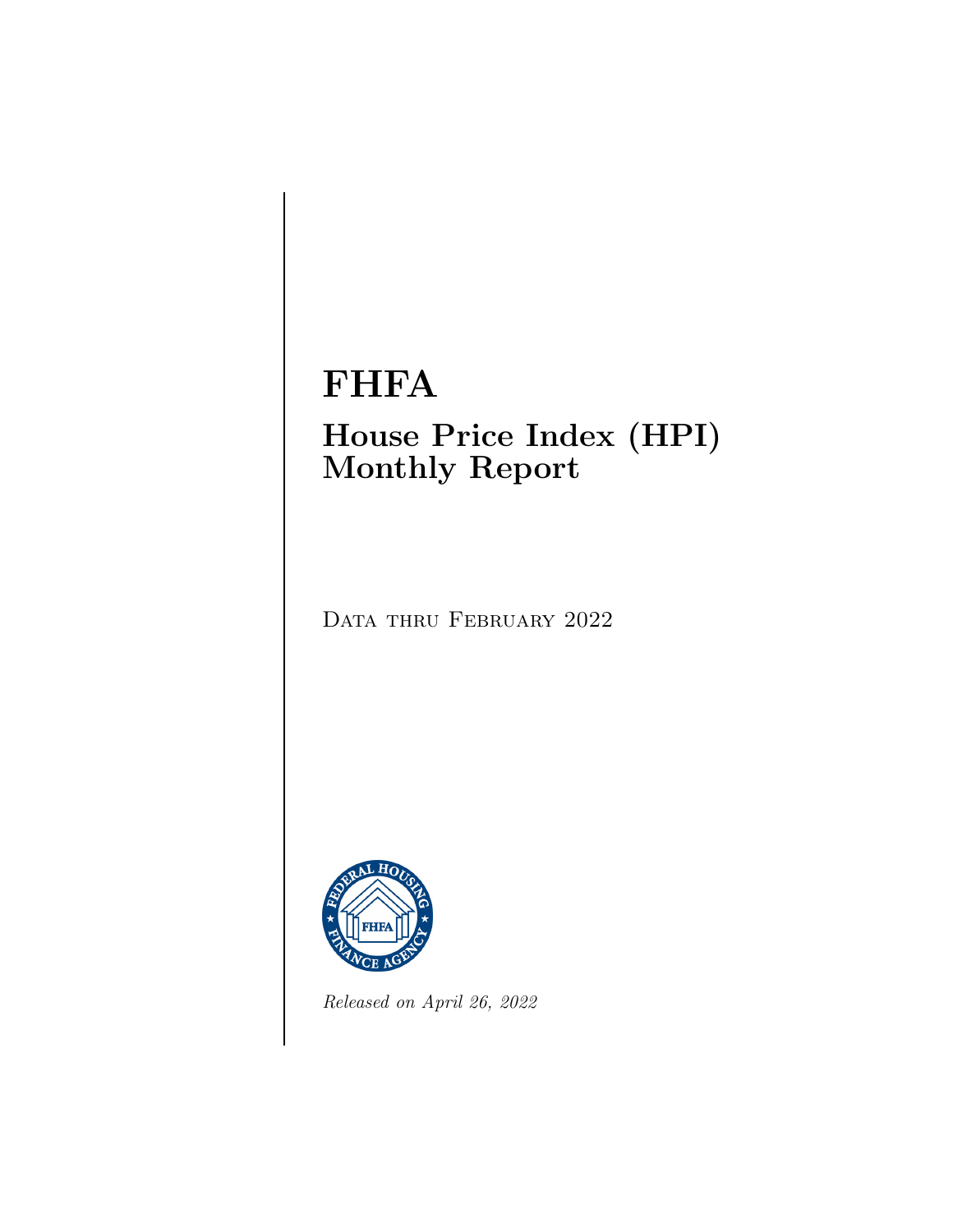# FHFA

## House Price Index (HPI) Monthly Report

Data thru February 2022

*Released on April 26, 2022*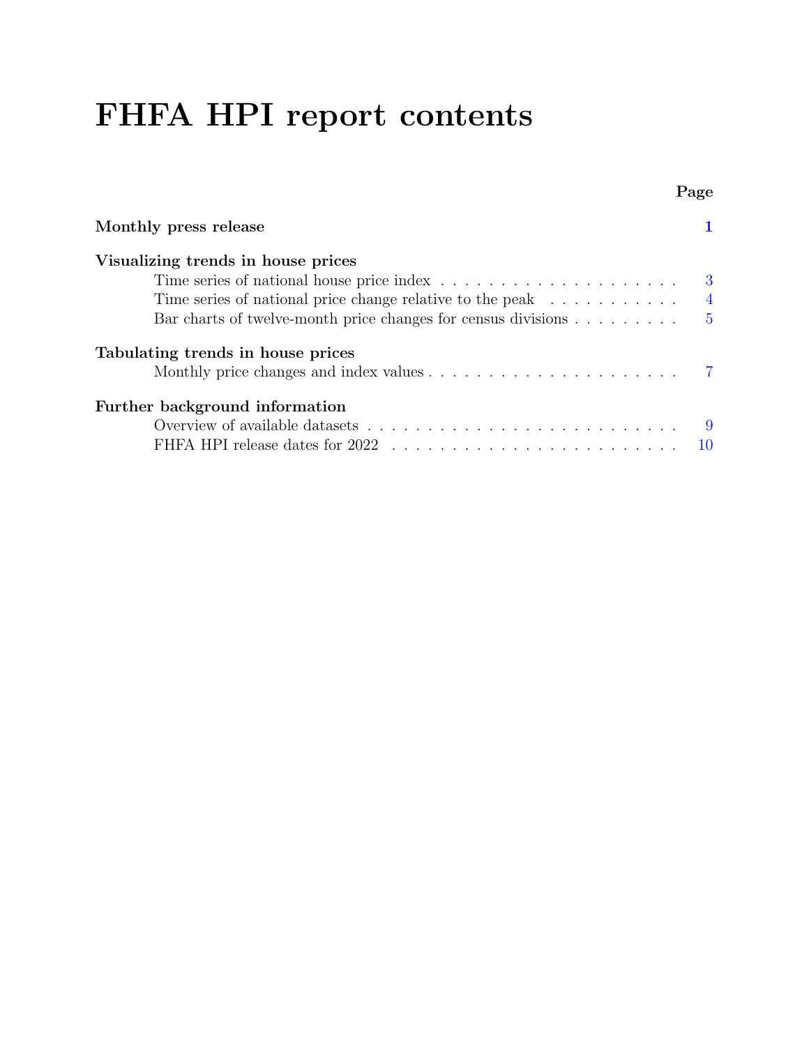# FHFA HPI report contents

| | Page |
|---|---|
| **Monthly press release** | **1** |
| **Visualizing trends in house prices** | |
| Time series of national house price index | 3 |
| Time series of national price change relative to the peak | 4 |
| Bar charts of twelve-month price changes for census divisions | 5 |
| **Tabulating trends in house prices** | |
| Monthly price changes and index values | 7 |
| **Further background information** | |
| Overview of available datasets | 9 |
| FHFA HPI release dates for 2022 | 10 |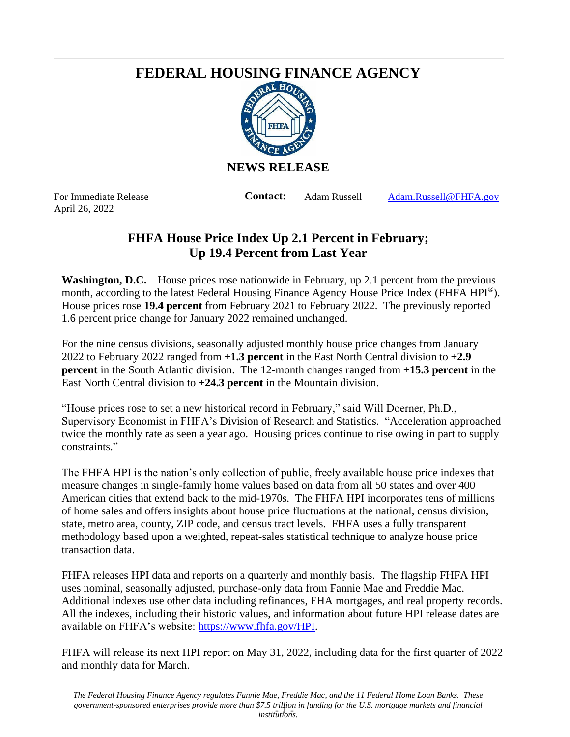# FEDERAL HOUSING FINANCE AGENCY

## NEWS RELEASE

For Immediate Release
April 26, 2022

**Contact:** Adam Russell Adam.Russell@FHFA.gov

## FHFA House Price Index Up 2.1 Percent in February; Up 19.4 Percent from Last Year

**Washington, D.C.** – House prices rose nationwide in February, up 2.1 percent from the previous month, according to the latest Federal Housing Finance Agency House Price Index (FHFA HPI®). House prices rose **19.4 percent** from February 2021 to February 2022. The previously reported 1.6 percent price change for January 2022 remained unchanged.

For the nine census divisions, seasonally adjusted monthly house price changes from January 2022 to February 2022 ranged from +**1.3 percent** in the East North Central division to +**2.9 percent** in the South Atlantic division. The 12-month changes ranged from +**15.3 percent** in the East North Central division to +**24.3 percent** in the Mountain division.

"House prices rose to set a new historical record in February," said Will Doerner, Ph.D., Supervisory Economist in FHFA's Division of Research and Statistics. "Acceleration approached twice the monthly rate as seen a year ago. Housing prices continue to rise owing in part to supply constraints."

The FHFA HPI is the nation's only collection of public, freely available house price indexes that measure changes in single-family home values based on data from all 50 states and over 400 American cities that extend back to the mid-1970s. The FHFA HPI incorporates tens of millions of home sales and offers insights about house price fluctuations at the national, census division, state, metro area, county, ZIP code, and census tract levels. FHFA uses a fully transparent methodology based upon a weighted, repeat-sales statistical technique to analyze house price transaction data.

FHFA releases HPI data and reports on a quarterly and monthly basis. The flagship FHFA HPI uses nominal, seasonally adjusted, purchase-only data from Fannie Mae and Freddie Mac. Additional indexes use other data including refinances, FHA mortgages, and real property records. All the indexes, including their historic values, and information about future HPI release dates are available on FHFA's website: https://www.fhfa.gov/HPI.

FHFA will release its next HPI report on May 31, 2022, including data for the first quarter of 2022 and monthly data for March.

*The Federal Housing Finance Agency regulates Fannie Mae, Freddie Mac, and the 11 Federal Home Loan Banks. These government-sponsored enterprises provide more than $7.5 trillion in funding for the U.S. mortgage markets and financial institutions.*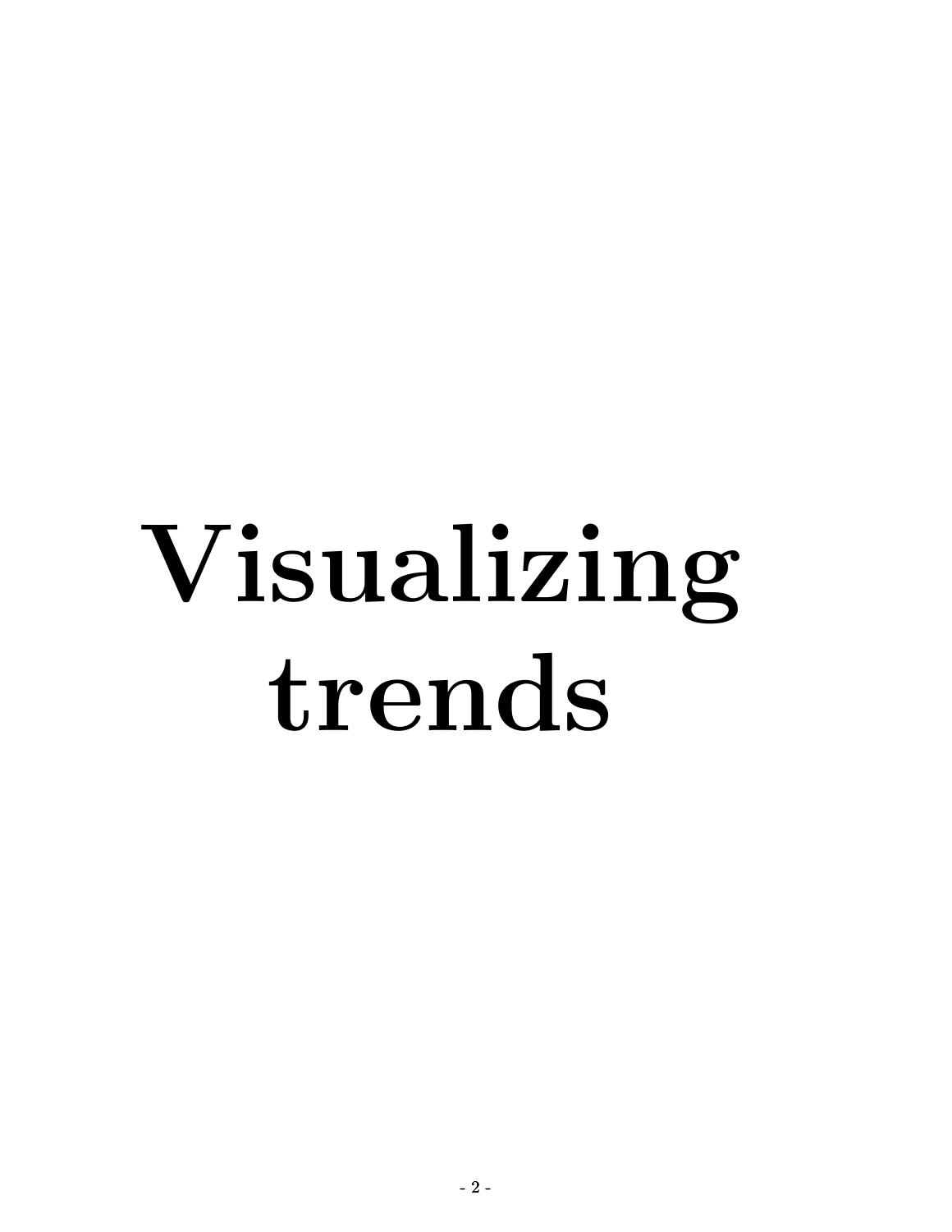# Visualizing trends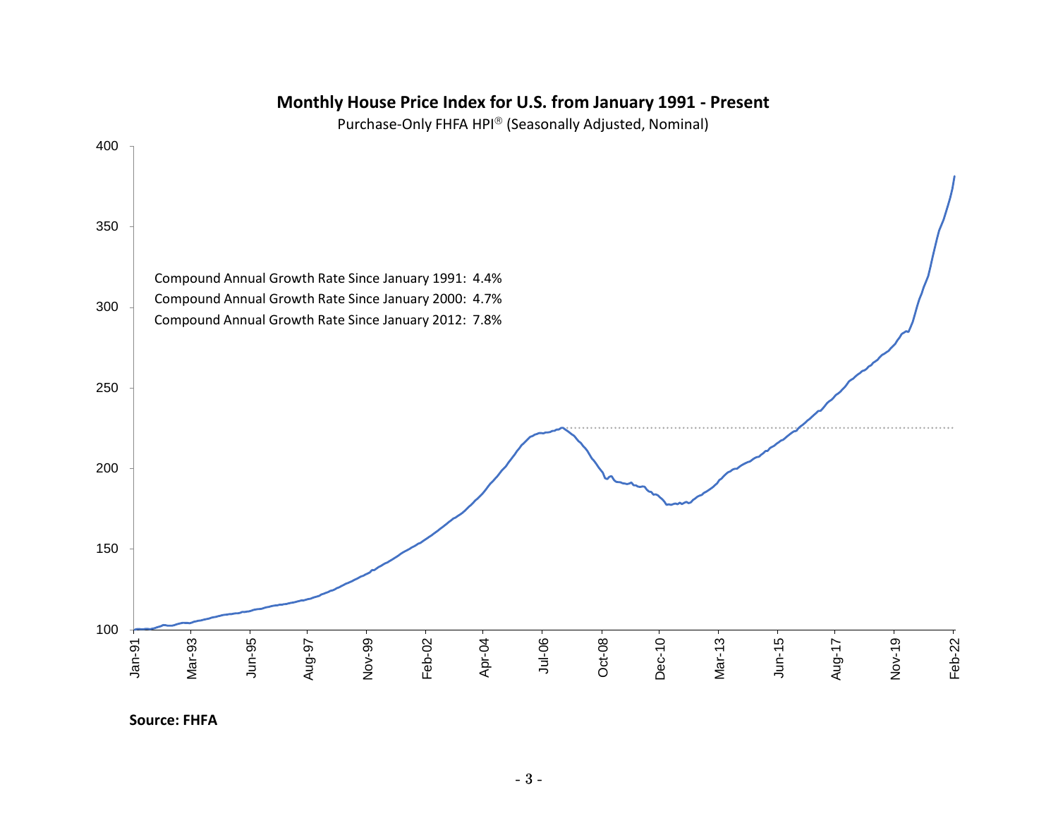**Monthly House Price Index for U.S. from January 1991 - Present**

Purchase-Only FHFA HPI® (Seasonally Adjusted, Nominal)

Compound Annual Growth Rate Since January 1991: 4.4%

Compound Annual Growth Rate Since January 2000: 4.7%

Compound Annual Growth Rate Since January 2012: 7.8%

**Source: FHFA**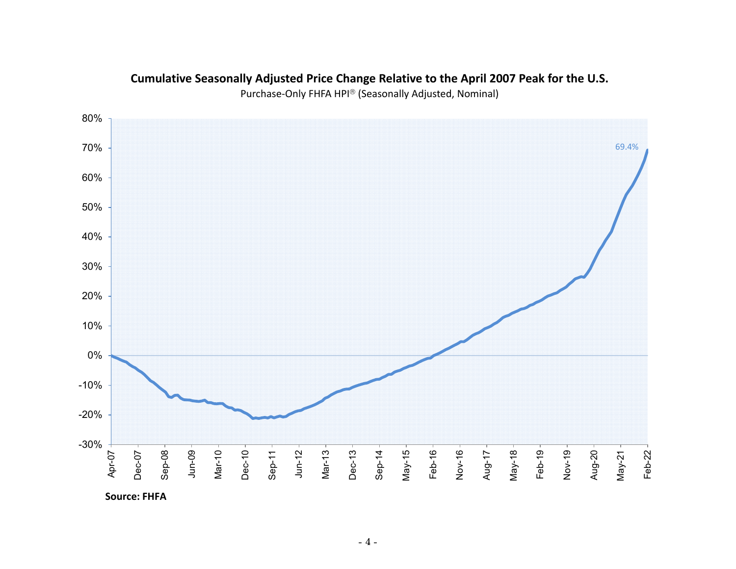**Cumulative Seasonally Adjusted Price Change Relative to the April 2007 Peak for the U.S.**

Purchase-Only FHFA HPI® (Seasonally Adjusted, Nominal)

**Source: FHFA**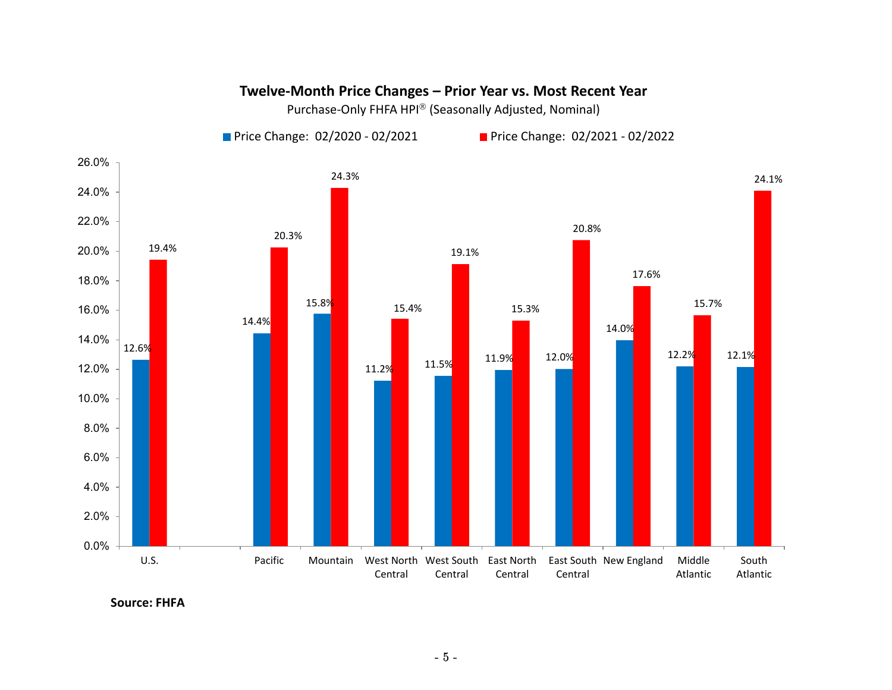## Twelve-Month Price Changes – Prior Year vs. Most Recent Year

Purchase-Only FHFA HPI® (Seasonally Adjusted, Nominal)

| Region | Price Change: 02/2020 - 02/2021 | Price Change: 02/2021 - 02/2022 |
|---|---|---|
| U.S. | 12.6% | 19.4% |
| Pacific | 14.4% | 20.3% |
| Mountain | 15.8% | 24.3% |
| West North Central | 11.2% | 15.4% |
| West South Central | 11.5% | 19.1% |
| East North Central | 11.9% | 15.3% |
| East South Central | 12.0% | 20.8% |
| New England | 14.0% | 17.6% |
| Middle Atlantic | 12.2% | 15.7% |
| South Atlantic | 12.1% | 24.1% |

**Source: FHFA**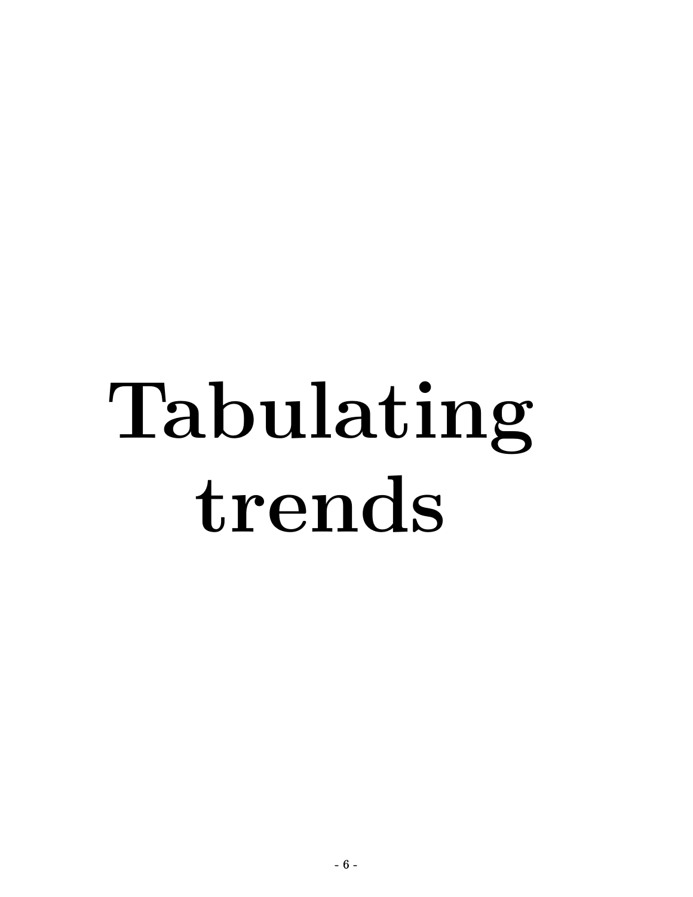# Tabulating trends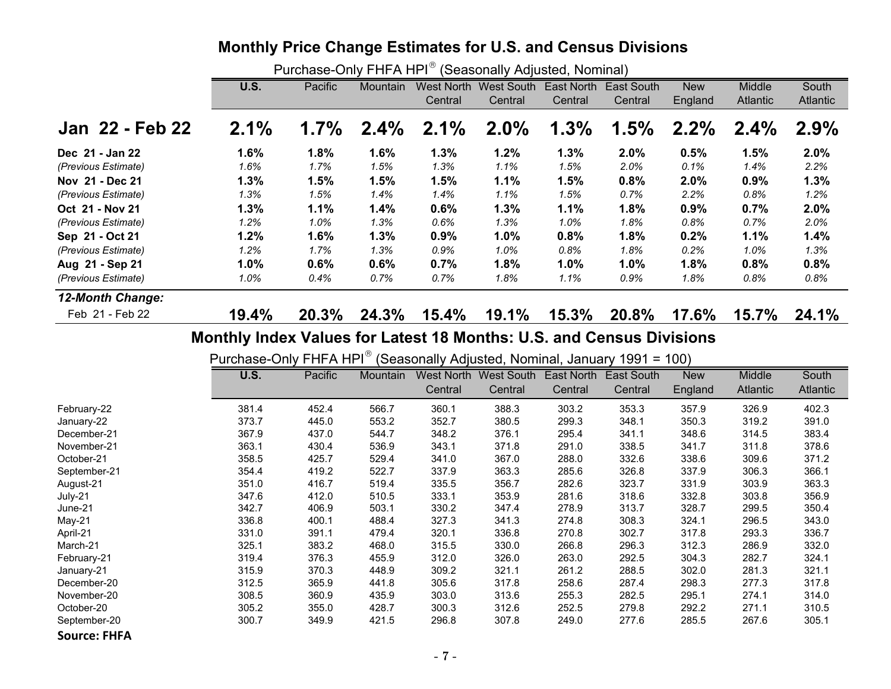## Monthly Price Change Estimates for U.S. and Census Divisions

Purchase-Only FHFA HPI® (Seasonally Adjusted, Nominal)

| | U.S. | Pacific | Mountain | West North Central | West South Central | East North Central | East South Central | New England | Middle Atlantic | South Atlantic |
|---|---|---|---|---|---|---|---|---|---|---|
| **Jan 22 - Feb 22** | **2.1%** | **1.7%** | **2.4%** | **2.1%** | **2.0%** | **1.3%** | **1.5%** | **2.2%** | **2.4%** | **2.9%** |
| **Dec 21 - Jan 22** | **1.6%** | **1.8%** | **1.6%** | **1.3%** | **1.2%** | **1.3%** | **2.0%** | **0.5%** | **1.5%** | **2.0%** |
| *(Previous Estimate)* | *1.6%* | *1.7%* | *1.5%* | *1.3%* | *1.1%* | *1.5%* | *2.0%* | *0.1%* | *1.4%* | *2.2%* |
| **Nov 21 - Dec 21** | **1.3%** | **1.5%** | **1.5%** | **1.5%** | **1.1%** | **1.5%** | **0.8%** | **2.0%** | **0.9%** | **1.3%** |
| *(Previous Estimate)* | *1.3%* | *1.5%* | *1.4%* | *1.4%* | *1.1%* | *1.5%* | *0.7%* | *2.2%* | *0.8%* | *1.2%* |
| **Oct 21 - Nov 21** | **1.3%** | **1.1%** | **1.4%** | **0.6%** | **1.3%** | **1.1%** | **1.8%** | **0.9%** | **0.7%** | **2.0%** |
| *(Previous Estimate)* | *1.2%* | *1.0%* | *1.3%* | *0.6%* | *1.3%* | *1.0%* | *1.8%* | *0.8%* | *0.7%* | *2.0%* |
| **Sep 21 - Oct 21** | **1.2%** | **1.6%** | **1.3%** | **0.9%** | **1.0%** | **0.8%** | **1.8%** | **0.2%** | **1.1%** | **1.4%** |
| *(Previous Estimate)* | *1.2%* | *1.7%* | *1.3%* | *0.9%* | *1.0%* | *0.8%* | *1.8%* | *0.2%* | *1.0%* | *1.3%* |
| **Aug 21 - Sep 21** | **1.0%** | **0.6%** | **0.6%** | **0.7%** | **1.8%** | **1.0%** | **1.0%** | **1.8%** | **0.8%** | **0.8%** |
| *(Previous Estimate)* | *1.0%* | *0.4%* | *0.7%* | *0.7%* | *1.8%* | *1.1%* | *0.9%* | *1.8%* | *0.8%* | *0.8%* |
| ***12-Month Change:*** | | | | | | | | | | |
| Feb 21 - Feb 22 | **19.4%** | **20.3%** | **24.3%** | **15.4%** | **19.1%** | **15.3%** | **20.8%** | **17.6%** | **15.7%** | **24.1%** |

## Monthly Index Values for Latest 18 Months: U.S. and Census Divisions

Purchase-Only FHFA HPI® (Seasonally Adjusted, Nominal, January 1991 = 100)

| | U.S. | Pacific | Mountain | West North Central | West South Central | East North Central | East South Central | New England | Middle Atlantic | South Atlantic |
|---|---|---|---|---|---|---|---|---|---|---|
| February-22 | 381.4 | 452.4 | 566.7 | 360.1 | 388.3 | 303.2 | 353.3 | 357.9 | 326.9 | 402.3 |
| January-22 | 373.7 | 445.0 | 553.2 | 352.7 | 380.5 | 299.3 | 348.1 | 350.3 | 319.2 | 391.0 |
| December-21 | 367.9 | 437.0 | 544.7 | 348.2 | 376.1 | 295.4 | 341.1 | 348.6 | 314.5 | 383.4 |
| November-21 | 363.1 | 430.4 | 536.9 | 343.1 | 371.8 | 291.0 | 338.5 | 341.7 | 311.8 | 378.6 |
| October-21 | 358.5 | 425.7 | 529.4 | 341.0 | 367.0 | 288.0 | 332.6 | 338.6 | 309.6 | 371.2 |
| September-21 | 354.4 | 419.2 | 522.7 | 337.9 | 363.3 | 285.6 | 326.8 | 337.9 | 306.3 | 366.1 |
| August-21 | 351.0 | 416.7 | 519.4 | 335.5 | 356.7 | 282.6 | 323.7 | 331.9 | 303.9 | 363.3 |
| July-21 | 347.6 | 412.0 | 510.5 | 333.1 | 353.9 | 281.6 | 318.6 | 332.8 | 303.8 | 356.9 |
| June-21 | 342.7 | 406.9 | 503.1 | 330.2 | 347.4 | 278.9 | 313.7 | 328.7 | 299.5 | 350.4 |
| May-21 | 336.8 | 400.1 | 488.4 | 327.3 | 341.3 | 274.8 | 308.3 | 324.1 | 296.5 | 343.0 |
| April-21 | 331.0 | 391.1 | 479.4 | 320.1 | 336.8 | 270.8 | 302.7 | 317.8 | 293.3 | 336.7 |
| March-21 | 325.1 | 383.2 | 468.0 | 315.5 | 330.0 | 266.8 | 296.3 | 312.3 | 286.9 | 332.0 |
| February-21 | 319.4 | 376.3 | 455.9 | 312.0 | 326.0 | 263.0 | 292.5 | 304.3 | 282.7 | 324.1 |
| January-21 | 315.9 | 370.3 | 448.9 | 309.2 | 321.1 | 261.2 | 288.5 | 302.0 | 281.3 | 321.1 |
| December-20 | 312.5 | 365.9 | 441.8 | 305.6 | 317.8 | 258.6 | 287.4 | 298.3 | 277.3 | 317.8 |
| November-20 | 308.5 | 360.9 | 435.9 | 303.0 | 313.6 | 255.3 | 282.5 | 295.1 | 274.1 | 314.0 |
| October-20 | 305.2 | 355.0 | 428.7 | 300.3 | 312.6 | 252.5 | 279.8 | 292.2 | 271.1 | 310.5 |
| September-20 | 300.7 | 349.9 | 421.5 | 296.8 | 307.8 | 249.0 | 277.6 | 285.5 | 267.6 | 305.1 |

**Source: FHFA**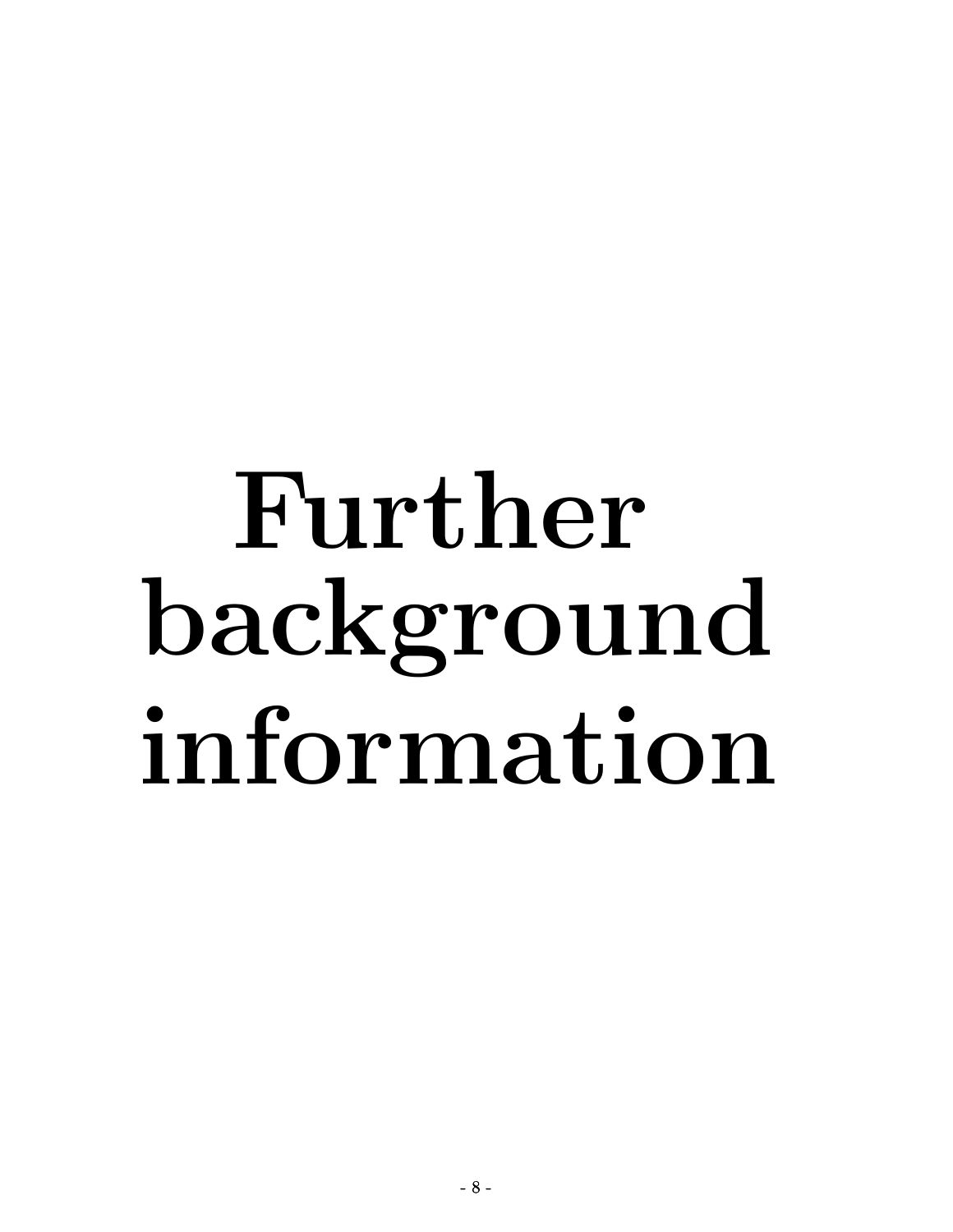# Further background information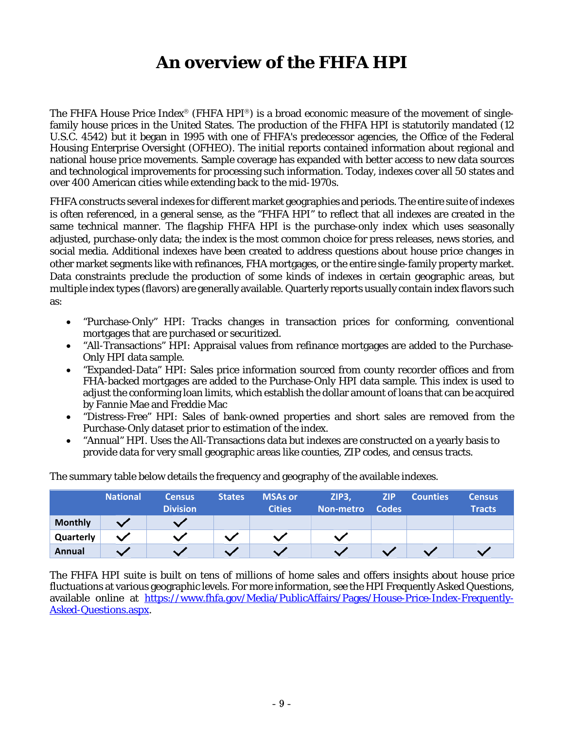# An overview of the FHFA HPI

The FHFA House Price Index® (FHFA HPI®) is a broad economic measure of the movement of single-family house prices in the United States. The production of the FHFA HPI is statutorily mandated (12 U.S.C. 4542) but it began in 1995 with one of FHFA's predecessor agencies, the Office of the Federal Housing Enterprise Oversight (OFHEO). The initial reports contained information about regional and national house price movements. Sample coverage has expanded with better access to new data sources and technological improvements for processing such information. Today, indexes cover all 50 states and over 400 American cities while extending back to the mid-1970s.

FHFA constructs several indexes for different market geographies and periods. The entire suite of indexes is often referenced, in a general sense, as the "FHFA HPI" to reflect that all indexes are created in the same technical manner. The flagship FHFA HPI is the purchase-only index which uses seasonally adjusted, purchase-only data; the index is the most common choice for press releases, news stories, and social media. Additional indexes have been created to address questions about house price changes in other market segments like with refinances, FHA mortgages, or the entire single-family property market. Data constraints preclude the production of some kinds of indexes in certain geographic areas, but multiple index types (flavors) are generally available. Quarterly reports usually contain index flavors such as:

- "Purchase-Only" HPI: Tracks changes in transaction prices for conforming, conventional mortgages that are purchased or securitized.
- "All-Transactions" HPI: Appraisal values from refinance mortgages are added to the Purchase-Only HPI data sample.
- "Expanded-Data" HPI: Sales price information sourced from county recorder offices and from FHA-backed mortgages are added to the Purchase-Only HPI data sample. This index is used to adjust the conforming loan limits, which establish the dollar amount of loans that can be acquired by Fannie Mae and Freddie Mac
- "Distress-Free" HPI: Sales of bank-owned properties and short sales are removed from the Purchase-Only dataset prior to estimation of the index.
- "Annual" HPI. Uses the All-Transactions data but indexes are constructed on a yearly basis to provide data for very small geographic areas like counties, ZIP codes, and census tracts.

The summary table below details the frequency and geography of the available indexes.

| | National | Census Division | States | MSAs or Cities | ZIP3, Non-metro | ZIP Codes | Counties | Census Tracts |
|---|---|---|---|---|---|---|---|---|
| **Monthly** | ✓ | ✓ | | | | | | |
| **Quarterly** | ✓ | ✓ | ✓ | ✓ | ✓ | | | |
| **Annual** | ✓ | ✓ | ✓ | ✓ | ✓ | ✓ | ✓ | ✓ |

The FHFA HPI suite is built on tens of millions of home sales and offers insights about house price fluctuations at various geographic levels. For more information, see the HPI Frequently Asked Questions, available online at [https://www.fhfa.gov/Media/PublicAffairs/Pages/House-Price-Index-Frequently-Asked-Questions.aspx](https://www.fhfa.gov/Media/PublicAffairs/Pages/House-Price-Index-Frequently-Asked-Questions.aspx).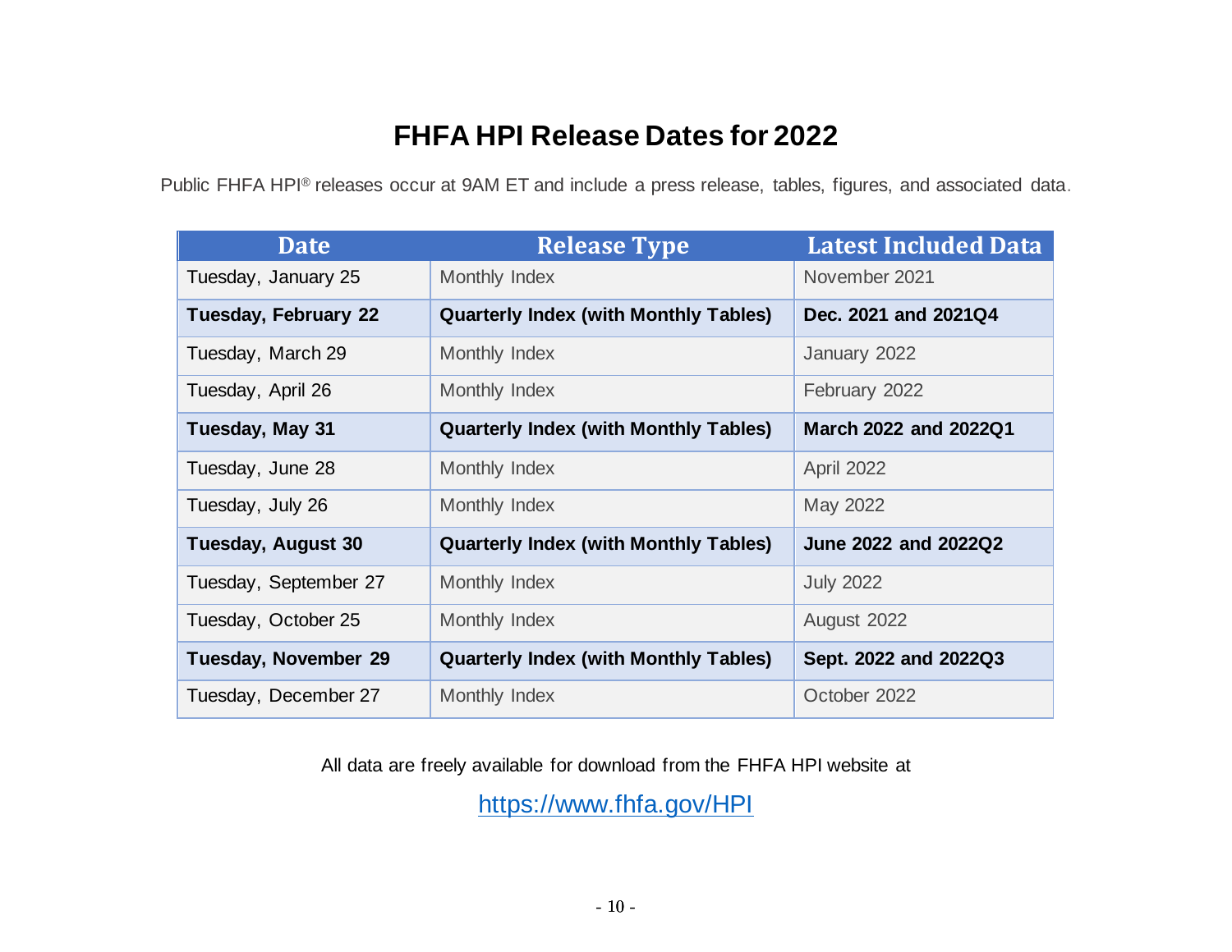# FHFA HPI Release Dates for 2022

Public FHFA HPI® releases occur at 9AM ET and include a press release, tables, figures, and associated data.

| Date | Release Type | Latest Included Data |
|---|---|---|
| Tuesday, January 25 | Monthly Index | November 2021 |
| **Tuesday, February 22** | **Quarterly Index (with Monthly Tables)** | **Dec. 2021 and 2021Q4** |
| Tuesday, March 29 | Monthly Index | January 2022 |
| Tuesday, April 26 | Monthly Index | February 2022 |
| **Tuesday, May 31** | **Quarterly Index (with Monthly Tables)** | **March 2022 and 2022Q1** |
| Tuesday, June 28 | Monthly Index | April 2022 |
| Tuesday, July 26 | Monthly Index | May 2022 |
| **Tuesday, August 30** | **Quarterly Index (with Monthly Tables)** | **June 2022 and 2022Q2** |
| Tuesday, September 27 | Monthly Index | July 2022 |
| Tuesday, October 25 | Monthly Index | August 2022 |
| **Tuesday, November 29** | **Quarterly Index (with Monthly Tables)** | **Sept. 2022 and 2022Q3** |
| Tuesday, December 27 | Monthly Index | October 2022 |

All data are freely available for download from the FHFA HPI website at

https://www.fhfa.gov/HPI